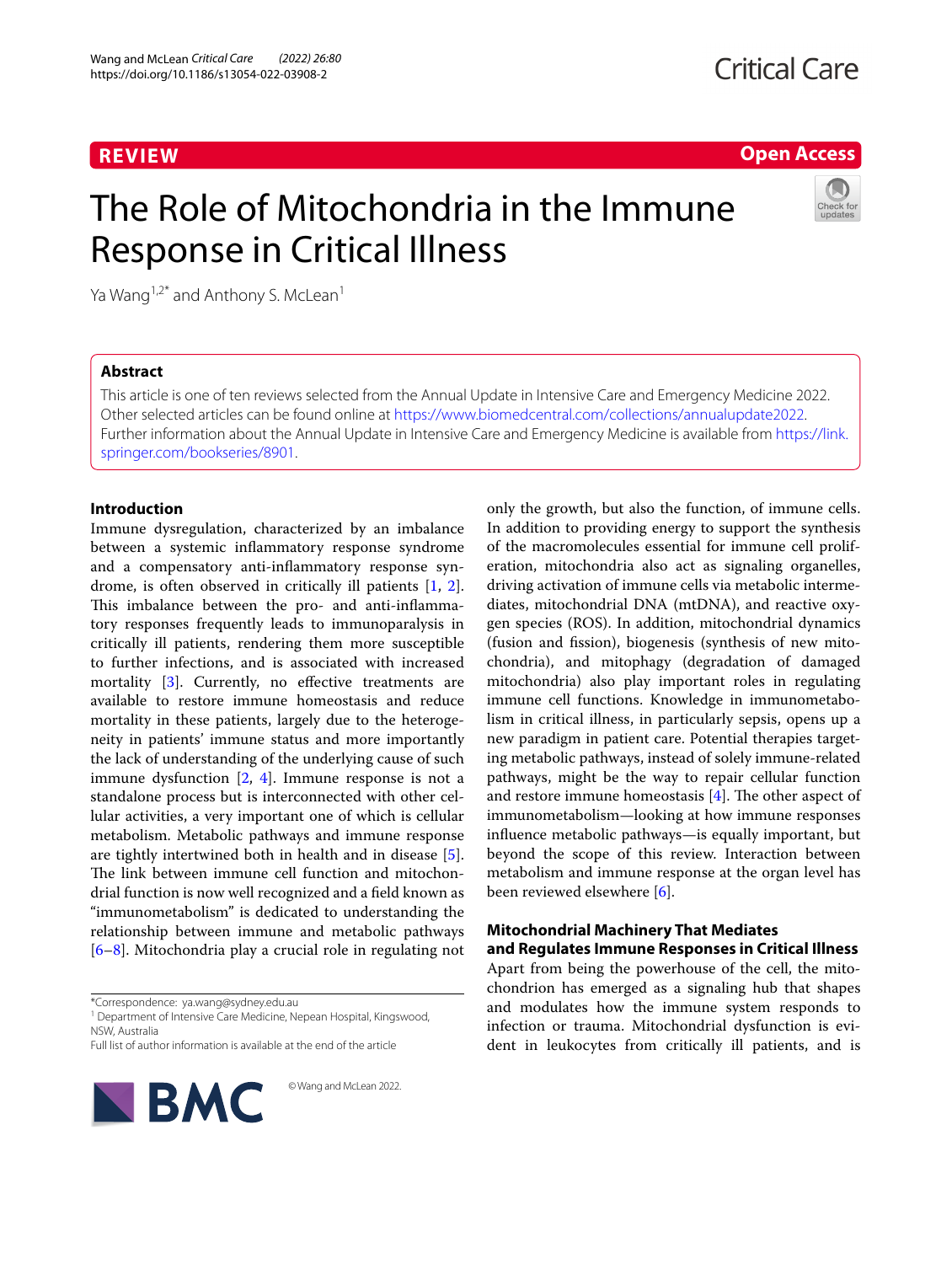**REVIEW** **Open Access**

# The Role of Mitochondria in the Immune Response in Critical Illness

Ya Wang[1,2*] and Anthony S. McLean[1]

## Abstract

This article is one of ten reviews selected from the Annual Update in Intensive Care and Emergency Medicine 2022. Other selected articles can be found online at https://www.biomedcentral.com/collections/annualupdate2022. Further information about the Annual Update in Intensive Care and Emergency Medicine is available from https://link.springer.com/bookseries/8901.

## Introduction

Immune dysregulation, characterized by an imbalance between a systemic inflammatory response syndrome and a compensatory anti-inflammatory response syndrome, is often observed in critically ill patients [1, 2]. This imbalance between the pro- and anti-inflammatory responses frequently leads to immunoparalysis in critically ill patients, rendering them more susceptible to further infections, and is associated with increased mortality [3]. Currently, no effective treatments are available to restore immune homeostasis and reduce mortality in these patients, largely due to the heterogeneity in patients' immune status and more importantly the lack of understanding of the underlying cause of such immune dysfunction [2, 4]. Immune response is not a standalone process but is interconnected with other cellular activities, a very important one of which is cellular metabolism. Metabolic pathways and immune response are tightly intertwined both in health and in disease [5]. The link between immune cell function and mitochondrial function is now well recognized and a field known as "immunometabolism" is dedicated to understanding the relationship between immune and metabolic pathways [6–8]. Mitochondria play a crucial role in regulating not only the growth, but also the function, of immune cells. In addition to providing energy to support the synthesis of the macromolecules essential for immune cell proliferation, mitochondria also act as signaling organelles, driving activation of immune cells via metabolic intermediates, mitochondrial DNA (mtDNA), and reactive oxygen species (ROS). In addition, mitochondrial dynamics (fusion and fission), biogenesis (synthesis of new mitochondria), and mitophagy (degradation of damaged mitochondria) also play important roles in regulating immune cell functions. Knowledge in immunometabolism in critical illness, in particularly sepsis, opens up a new paradigm in patient care. Potential therapies targeting metabolic pathways, instead of solely immune-related pathways, might be the way to repair cellular function and restore immune homeostasis [4]. The other aspect of immunometabolism—looking at how immune responses influence metabolic pathways—is equally important, but beyond the scope of this review. Interaction between metabolism and immune response at the organ level has been reviewed elsewhere [6].

## Mitochondrial Machinery That Mediates and Regulates Immune Responses in Critical Illness

Apart from being the powerhouse of the cell, the mitochondrion has emerged as a signaling hub that shapes and modulates how the immune system responds to infection or trauma. Mitochondrial dysfunction is evident in leukocytes from critically ill patients, and is

*Correspondence: ya.wang@sydney.edu.au
[1] Department of Intensive Care Medicine, Nepean Hospital, Kingswood, NSW, Australia
Full list of author information is available at the end of the article

© Wang and McLean 2022.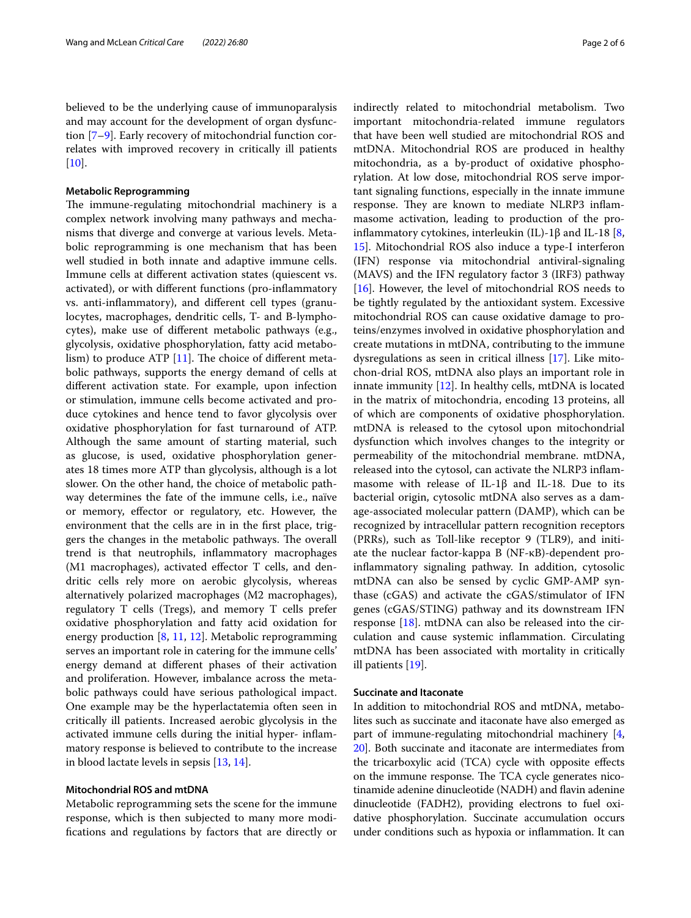believed to be the underlying cause of immunoparalysis and may account for the development of organ dysfunction [7–9]. Early recovery of mitochondrial function correlates with improved recovery in critically ill patients [10].

#### Metabolic Reprogramming

The immune-regulating mitochondrial machinery is a complex network involving many pathways and mechanisms that diverge and converge at various levels. Metabolic reprogramming is one mechanism that has been well studied in both innate and adaptive immune cells. Immune cells at different activation states (quiescent vs. activated), or with different functions (pro-inflammatory vs. anti-inflammatory), and different cell types (granulocytes, macrophages, dendritic cells, T- and B-lymphocytes), make use of different metabolic pathways (e.g., glycolysis, oxidative phosphorylation, fatty acid metabolism) to produce ATP [11]. The choice of different metabolic pathways, supports the energy demand of cells at different activation state. For example, upon infection or stimulation, immune cells become activated and produce cytokines and hence tend to favor glycolysis over oxidative phosphorylation for fast turnaround of ATP. Although the same amount of starting material, such as glucose, is used, oxidative phosphorylation generates 18 times more ATP than glycolysis, although is a lot slower. On the other hand, the choice of metabolic pathway determines the fate of the immune cells, i.e., naïve or memory, effector or regulatory, etc. However, the environment that the cells are in in the first place, triggers the changes in the metabolic pathways. The overall trend is that neutrophils, inflammatory macrophages (M1 macrophages), activated effector T cells, and dendritic cells rely more on aerobic glycolysis, whereas alternatively polarized macrophages (M2 macrophages), regulatory T cells (Tregs), and memory T cells prefer oxidative phosphorylation and fatty acid oxidation for energy production [8, 11, 12]. Metabolic reprogramming serves an important role in catering for the immune cells' energy demand at different phases of their activation and proliferation. However, imbalance across the metabolic pathways could have serious pathological impact. One example may be the hyperlactatemia often seen in critically ill patients. Increased aerobic glycolysis in the activated immune cells during the initial hyper- inflammatory response is believed to contribute to the increase in blood lactate levels in sepsis [13, 14].

#### Mitochondrial ROS and mtDNA

Metabolic reprogramming sets the scene for the immune response, which is then subjected to many more modifications and regulations by factors that are directly or indirectly related to mitochondrial metabolism. Two important mitochondria-related immune regulators that have been well studied are mitochondrial ROS and mtDNA. Mitochondrial ROS are produced in healthy mitochondria, as a by-product of oxidative phosphorylation. At low dose, mitochondrial ROS serve important signaling functions, especially in the innate immune response. They are known to mediate NLRP3 inflammasome activation, leading to production of the pro-inflammatory cytokines, interleukin (IL)-1β and IL-18 [8, 15]. Mitochondrial ROS also induce a type-I interferon (IFN) response via mitochondrial antiviral-signaling (MAVS) and the IFN regulatory factor 3 (IRF3) pathway [16]. However, the level of mitochondrial ROS needs to be tightly regulated by the antioxidant system. Excessive mitochondrial ROS can cause oxidative damage to proteins/enzymes involved in oxidative phosphorylation and create mutations in mtDNA, contributing to the immune dysregulations as seen in critical illness [17]. Like mitochon-drial ROS, mtDNA also plays an important role in innate immunity [12]. In healthy cells, mtDNA is located in the matrix of mitochondria, encoding 13 proteins, all of which are components of oxidative phosphorylation. mtDNA is released to the cytosol upon mitochondrial dysfunction which involves changes to the integrity or permeability of the mitochondrial membrane. mtDNA, released into the cytosol, can activate the NLRP3 inflammasome with release of IL-1β and IL-18. Due to its bacterial origin, cytosolic mtDNA also serves as a damage-associated molecular pattern (DAMP), which can be recognized by intracellular pattern recognition receptors (PRRs), such as Toll-like receptor 9 (TLR9), and initiate the nuclear factor-kappa B (NF-κB)-dependent pro-inflammatory signaling pathway. In addition, cytosolic mtDNA can also be sensed by cyclic GMP-AMP synthase (cGAS) and activate the cGAS/stimulator of IFN genes (cGAS/STING) pathway and its downstream IFN response [18]. mtDNA can also be released into the circulation and cause systemic inflammation. Circulating mtDNA has been associated with mortality in critically ill patients [19].

#### Succinate and Itaconate

In addition to mitochondrial ROS and mtDNA, metabolites such as succinate and itaconate have also emerged as part of immune-regulating mitochondrial machinery [4, 20]. Both succinate and itaconate are intermediates from the tricarboxylic acid (TCA) cycle with opposite effects on the immune response. The TCA cycle generates nicotinamide adenine dinucleotide (NADH) and flavin adenine dinucleotide ($FADH_2$), providing electrons to fuel oxidative phosphorylation. Succinate accumulation occurs under conditions such as hypoxia or inflammation. It can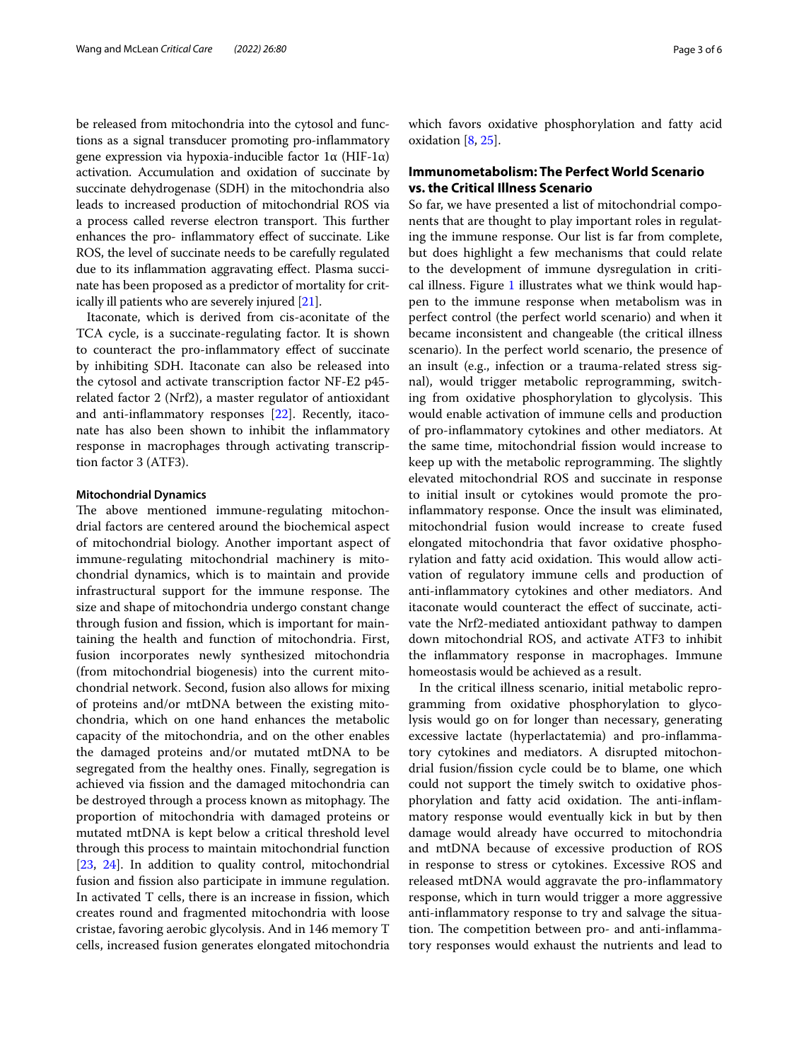be released from mitochondria into the cytosol and functions as a signal transducer promoting pro-inflammatory gene expression via hypoxia-inducible factor 1α (HIF-1α) activation. Accumulation and oxidation of succinate by succinate dehydrogenase (SDH) in the mitochondria also leads to increased production of mitochondrial ROS via a process called reverse electron transport. This further enhances the pro- inflammatory effect of succinate. Like ROS, the level of succinate needs to be carefully regulated due to its inflammation aggravating effect. Plasma succinate has been proposed as a predictor of mortality for critically ill patients who are severely injured [21].

Itaconate, which is derived from cis-aconitate of the TCA cycle, is a succinate-regulating factor. It is shown to counteract the pro-inflammatory effect of succinate by inhibiting SDH. Itaconate can also be released into the cytosol and activate transcription factor NF-E2 p45-related factor 2 (Nrf2), a master regulator of antioxidant and anti-inflammatory responses [22]. Recently, itaconate has also been shown to inhibit the inflammatory response in macrophages through activating transcription factor 3 (ATF3).

#### Mitochondrial Dynamics

The above mentioned immune-regulating mitochondrial factors are centered around the biochemical aspect of mitochondrial biology. Another important aspect of immune-regulating mitochondrial machinery is mitochondrial dynamics, which is to maintain and provide infrastructural support for the immune response. The size and shape of mitochondria undergo constant change through fusion and fission, which is important for maintaining the health and function of mitochondria. First, fusion incorporates newly synthesized mitochondria (from mitochondrial biogenesis) into the current mitochondrial network. Second, fusion also allows for mixing of proteins and/or mtDNA between the existing mitochondria, which on one hand enhances the metabolic capacity of the mitochondria, and on the other enables the damaged proteins and/or mutated mtDNA to be segregated from the healthy ones. Finally, segregation is achieved via fission and the damaged mitochondria can be destroyed through a process known as mitophagy. The proportion of mitochondria with damaged proteins or mutated mtDNA is kept below a critical threshold level through this process to maintain mitochondrial function [23, 24]. In addition to quality control, mitochondrial fusion and fission also participate in immune regulation. In activated T cells, there is an increase in fission, which creates round and fragmented mitochondria with loose cristae, favoring aerobic glycolysis. And in 146 memory T cells, increased fusion generates elongated mitochondria which favors oxidative phosphorylation and fatty acid oxidation [8, 25].

## Immunometabolism: The Perfect World Scenario vs. the Critical Illness Scenario

So far, we have presented a list of mitochondrial components that are thought to play important roles in regulating the immune response. Our list is far from complete, but does highlight a few mechanisms that could relate to the development of immune dysregulation in critical illness. Figure 1 illustrates what we think would happen to the immune response when metabolism was in perfect control (the perfect world scenario) and when it became inconsistent and changeable (the critical illness scenario). In the perfect world scenario, the presence of an insult (e.g., infection or a trauma-related stress signal), would trigger metabolic reprogramming, switching from oxidative phosphorylation to glycolysis. This would enable activation of immune cells and production of pro-inflammatory cytokines and other mediators. At the same time, mitochondrial fission would increase to keep up with the metabolic reprogramming. The slightly elevated mitochondrial ROS and succinate in response to initial insult or cytokines would promote the pro-inflammatory response. Once the insult was eliminated, mitochondrial fusion would increase to create fused elongated mitochondria that favor oxidative phosphorylation and fatty acid oxidation. This would allow activation of regulatory immune cells and production of anti-inflammatory cytokines and other mediators. And itaconate would counteract the effect of succinate, activate the Nrf2-mediated antioxidant pathway to dampen down mitochondrial ROS, and activate ATF3 to inhibit the inflammatory response in macrophages. Immune homeostasis would be achieved as a result.

In the critical illness scenario, initial metabolic reprogramming from oxidative phosphorylation to glycolysis would go on for longer than necessary, generating excessive lactate (hyperlactatemia) and pro-inflammatory cytokines and mediators. A disrupted mitochondrial fusion/fission cycle could be to blame, one which could not support the timely switch to oxidative phosphorylation and fatty acid oxidation. The anti-inflammatory response would eventually kick in but by then damage would already have occurred to mitochondria and mtDNA because of excessive production of ROS in response to stress or cytokines. Excessive ROS and released mtDNA would aggravate the pro-inflammatory response, which in turn would trigger a more aggressive anti-inflammatory response to try and salvage the situation. The competition between pro- and anti-inflammatory responses would exhaust the nutrients and lead to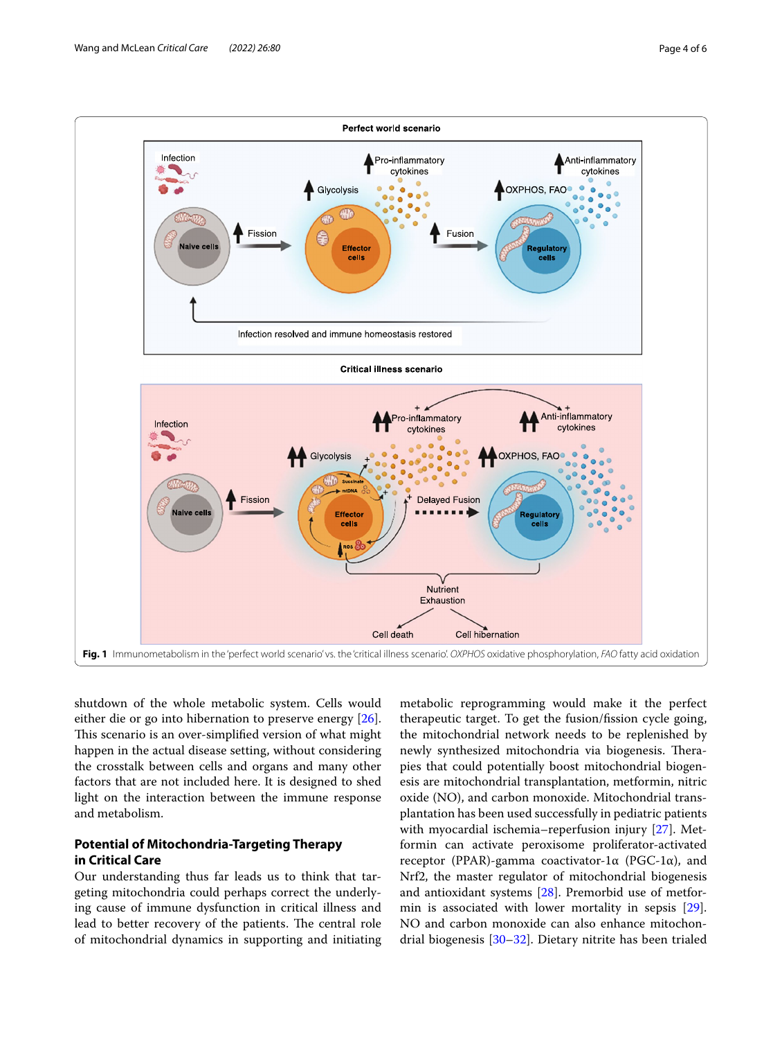Fig. 1 Immunometabolism in the 'perfect world scenario' vs. the 'critical illness scenario'. *OXPHOS* oxidative phosphorylation, *FAO* fatty acid oxidation

shutdown of the whole metabolic system. Cells would either die or go into hibernation to preserve energy [26]. This scenario is an over-simplified version of what might happen in the actual disease setting, without considering the crosstalk between cells and organs and many other factors that are not included here. It is designed to shed light on the interaction between the immune response and metabolism.

## Potential of Mitochondria-Targeting Therapy in Critical Care

Our understanding thus far leads us to think that targeting mitochondria could perhaps correct the underlying cause of immune dysfunction in critical illness and lead to better recovery of the patients. The central role of mitochondrial dynamics in supporting and initiating metabolic reprogramming would make it the perfect therapeutic target. To get the fusion/fission cycle going, the mitochondrial network needs to be replenished by newly synthesized mitochondria via biogenesis. Therapies that could potentially boost mitochondrial biogenesis are mitochondrial transplantation, metformin, nitric oxide (NO), and carbon monoxide. Mitochondrial transplantation has been used successfully in pediatric patients with myocardial ischemia–reperfusion injury [27]. Metformin can activate peroxisome proliferator-activated receptor (PPAR)-gamma coactivator-1α (PGC-1α), and Nrf2, the master regulator of mitochondrial biogenesis and antioxidant systems [28]. Premorbid use of metformin is associated with lower mortality in sepsis [29]. NO and carbon monoxide can also enhance mitochondrial biogenesis [30–32]. Dietary nitrite has been trialed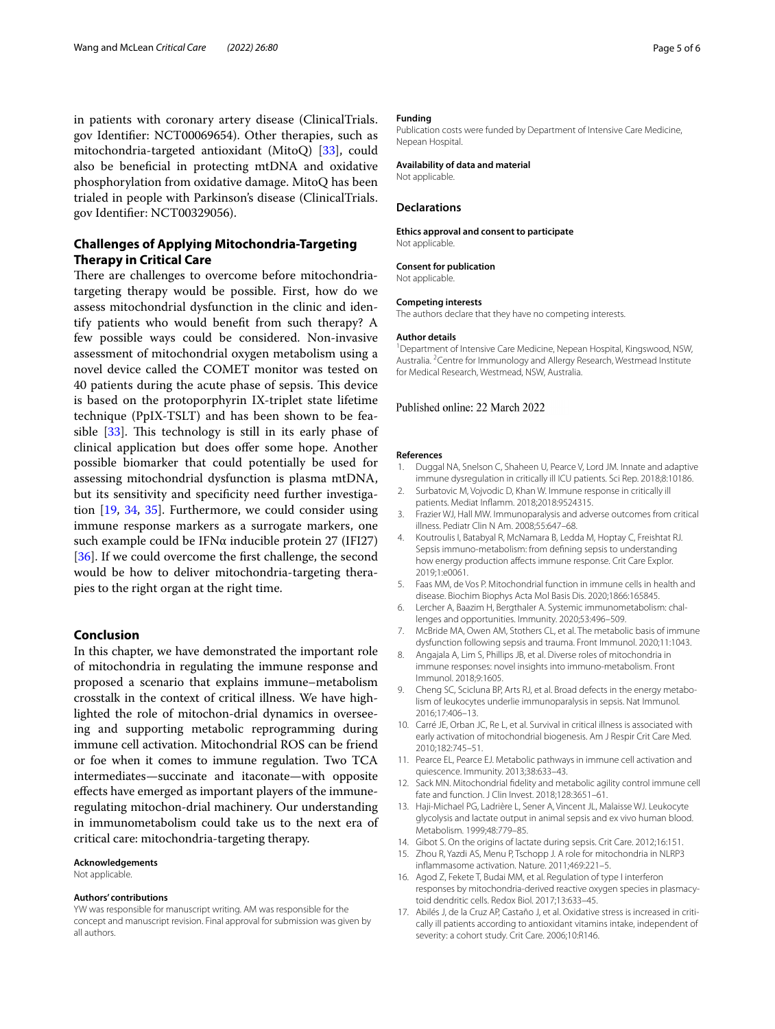in patients with coronary artery disease (ClinicalTrials.gov Identifier: NCT00069654). Other therapies, such as mitochondria-targeted antioxidant (MitoQ) [33], could also be beneficial in protecting mtDNA and oxidative phosphorylation from oxidative damage. MitoQ has been trialed in people with Parkinson's disease (ClinicalTrials.gov Identifier: NCT00329056).

## Challenges of Applying Mitochondria-Targeting Therapy in Critical Care

There are challenges to overcome before mitochondria-targeting therapy would be possible. First, how do we assess mitochondrial dysfunction in the clinic and identify patients who would benefit from such therapy? A few possible ways could be considered. Non-invasive assessment of mitochondrial oxygen metabolism using a novel device called the COMET monitor was tested on 40 patients during the acute phase of sepsis. This device is based on the protoporphyrin IX-triplet state lifetime technique (PpIX-TSLT) and has been shown to be feasible [33]. This technology is still in its early phase of clinical application but does offer some hope. Another possible biomarker that could potentially be used for assessing mitochondrial dysfunction is plasma mtDNA, but its sensitivity and specificity need further investigation [19, 34, 35]. Furthermore, we could consider using immune response markers as a surrogate markers, one such example could be IFNα inducible protein 27 (IFI27) [36]. If we could overcome the first challenge, the second would be how to deliver mitochondria-targeting therapies to the right organ at the right time.

## Conclusion

In this chapter, we have demonstrated the important role of mitochondria in regulating the immune response and proposed a scenario that explains immune–metabolism crosstalk in the context of critical illness. We have highlighted the role of mitochon-drial dynamics in overseeing and supporting metabolic reprogramming during immune cell activation. Mitochondrial ROS can be friend or foe when it comes to immune regulation. Two TCA intermediates—succinate and itaconate—with opposite effects have emerged as important players of the immune-regulating mitochon-drial machinery. Our understanding in immunometabolism could take us to the next era of critical care: mitochondria-targeting therapy.

**Acknowledgements**
Not applicable.

**Authors' contributions**
YW was responsible for manuscript writing. AM was responsible for the concept and manuscript revision. Final approval for submission was given by all authors.

**Funding**
Publication costs were funded by Department of Intensive Care Medicine, Nepean Hospital.

**Availability of data and material**
Not applicable.

## Declarations

**Ethics approval and consent to participate**
Not applicable.

**Consent for publication**
Not applicable.

**Competing interests**
The authors declare that they have no competing interests.

**Author details**
[1]Department of Intensive Care Medicine, Nepean Hospital, Kingswood, NSW, Australia. [2]Centre for Immunology and Allergy Research, Westmead Institute for Medical Research, Westmead, NSW, Australia.

Published online: 22 March 2022

**References**

1. Duggal NA, Snelson C, Shaheen U, Pearce V, Lord JM. Innate and adaptive immune dysregulation in critically ill ICU patients. Sci Rep. 2018;8:10186.
2. Surbatovic M, Vojvodic D, Khan W. Immune response in critically ill patients. Mediat Inflamm. 2018;2018:9524315.
3. Frazier WJ, Hall MW. Immunoparalysis and adverse outcomes from critical illness. Pediatr Clin N Am. 2008;55:647–68.
4. Koutroulis I, Batabyal R, McNamara B, Ledda M, Hoptay C, Freishtat RJ. Sepsis immuno-metabolism: from defining sepsis to understanding how energy production affects immune response. Crit Care Explor. 2019;1:e0061.
5. Faas MM, de Vos P. Mitochondrial function in immune cells in health and disease. Biochim Biophys Acta Mol Basis Dis. 2020;1866:165845.
6. Lercher A, Baazim H, Bergthaler A. Systemic immunometabolism: challenges and opportunities. Immunity. 2020;53:496–509.
7. McBride MA, Owen AM, Stothers CL, et al. The metabolic basis of immune dysfunction following sepsis and trauma. Front Immunol. 2020;11:1043.
8. Angajala A, Lim S, Phillips JB, et al. Diverse roles of mitochondria in immune responses: novel insights into immuno-metabolism. Front Immunol. 2018;9:1605.
9. Cheng SC, Scicluna BP, Arts RJ, et al. Broad defects in the energy metabolism of leukocytes underlie immunoparalysis in sepsis. Nat Immunol. 2016;17:406–13.
10. Carré JE, Orban JC, Re L, et al. Survival in critical illness is associated with early activation of mitochondrial biogenesis. Am J Respir Crit Care Med. 2010;182:745–51.
11. Pearce EL, Pearce EJ. Metabolic pathways in immune cell activation and quiescence. Immunity. 2013;38:633–43.
12. Sack MN. Mitochondrial fidelity and metabolic agility control immune cell fate and function. J Clin Invest. 2018;128:3651–61.
13. Haji-Michael PG, Ladrière L, Sener A, Vincent JL, Malaisse WJ. Leukocyte glycolysis and lactate output in animal sepsis and ex vivo human blood. Metabolism. 1999;48:779–85.
14. Gibot S. On the origins of lactate during sepsis. Crit Care. 2012;16:151.
15. Zhou R, Yazdi AS, Menu P, Tschopp J. A role for mitochondria in NLRP3 inflammasome activation. Nature. 2011;469:221–5.
16. Agod Z, Fekete T, Budai MM, et al. Regulation of type I interferon responses by mitochondria-derived reactive oxygen species in plasmacytoid dendritic cells. Redox Biol. 2017;13:633–45.
17. Abilés J, de la Cruz AP, Castaño J, et al. Oxidative stress is increased in critically ill patients according to antioxidant vitamins intake, independent of severity: a cohort study. Crit Care. 2006;10:R146.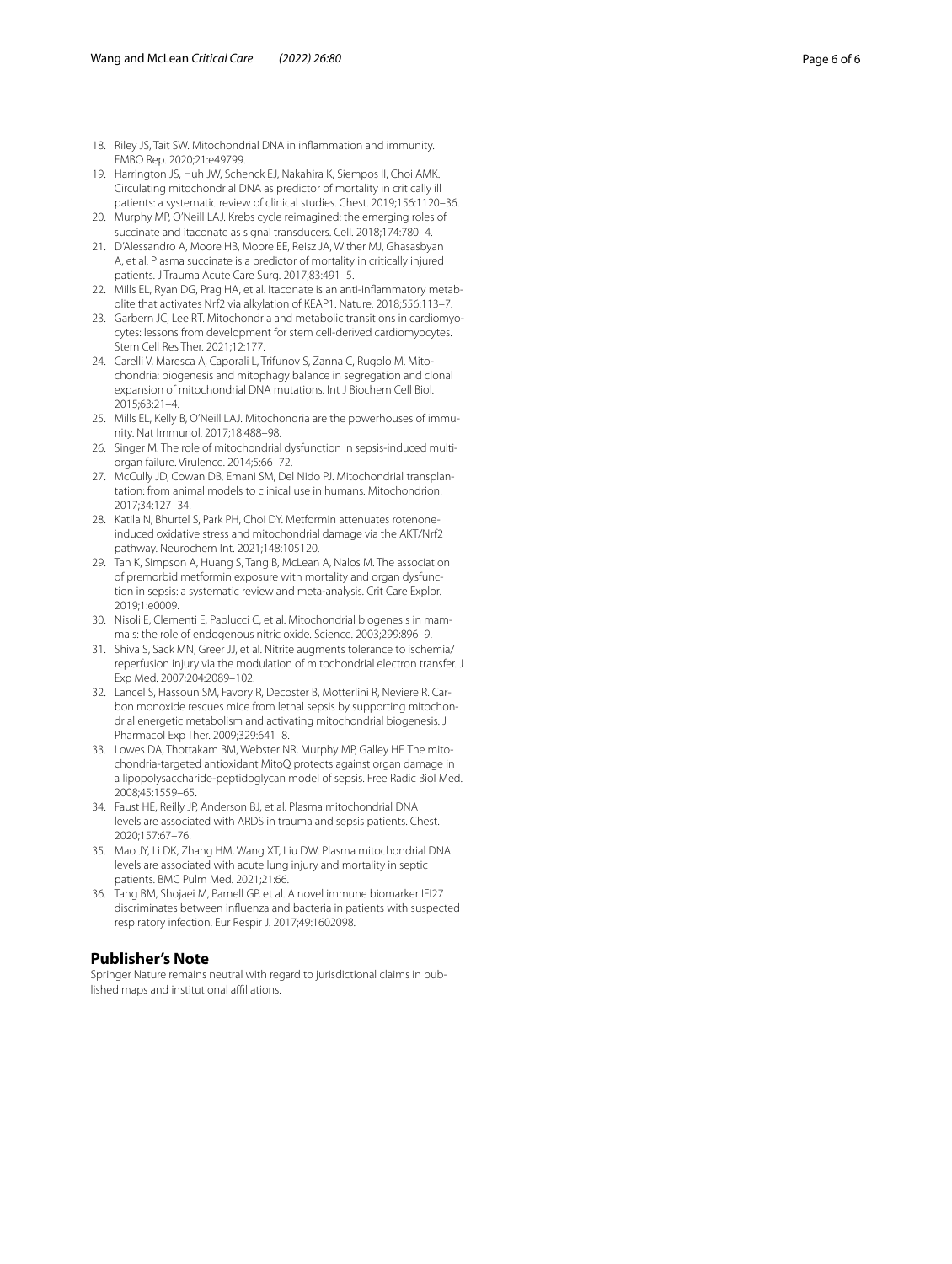18. Riley JS, Tait SW. Mitochondrial DNA in inflammation and immunity. EMBO Rep. 2020;21:e49799.
19. Harrington JS, Huh JW, Schenck EJ, Nakahira K, Siempos II, Choi AMK. Circulating mitochondrial DNA as predictor of mortality in critically ill patients: a systematic review of clinical studies. Chest. 2019;156:1120–36.
20. Murphy MP, O'Neill LAJ. Krebs cycle reimagined: the emerging roles of succinate and itaconate as signal transducers. Cell. 2018;174:780–4.
21. D'Alessandro A, Moore HB, Moore EE, Reisz JA, Wither MJ, Ghasasbyan A, et al. Plasma succinate is a predictor of mortality in critically injured patients. J Trauma Acute Care Surg. 2017;83:491–5.
22. Mills EL, Ryan DG, Prag HA, et al. Itaconate is an anti-inflammatory metabolite that activates Nrf2 via alkylation of KEAP1. Nature. 2018;556:113–7.
23. Garbern JC, Lee RT. Mitochondria and metabolic transitions in cardiomyocytes: lessons from development for stem cell-derived cardiomyocytes. Stem Cell Res Ther. 2021;12:177.
24. Carelli V, Maresca A, Caporali L, Trifunov S, Zanna C, Rugolo M. Mitochondria: biogenesis and mitophagy balance in segregation and clonal expansion of mitochondrial DNA mutations. Int J Biochem Cell Biol. 2015;63:21–4.
25. Mills EL, Kelly B, O'Neill LAJ. Mitochondria are the powerhouses of immunity. Nat Immunol. 2017;18:488–98.
26. Singer M. The role of mitochondrial dysfunction in sepsis-induced multi-organ failure. Virulence. 2014;5:66–72.
27. McCully JD, Cowan DB, Emani SM, Del Nido PJ. Mitochondrial transplantation: from animal models to clinical use in humans. Mitochondrion. 2017;34:127–34.
28. Katila N, Bhurtel S, Park PH, Choi DY. Metformin attenuates rotenone-induced oxidative stress and mitochondrial damage via the AKT/Nrf2 pathway. Neurochem Int. 2021;148:105120.
29. Tan K, Simpson A, Huang S, Tang B, McLean A, Nalos M. The association of premorbid metformin exposure with mortality and organ dysfunction in sepsis: a systematic review and meta-analysis. Crit Care Explor. 2019;1:e0009.
30. Nisoli E, Clementi E, Paolucci C, et al. Mitochondrial biogenesis in mammals: the role of endogenous nitric oxide. Science. 2003;299:896–9.
31. Shiva S, Sack MN, Greer JJ, et al. Nitrite augments tolerance to ischemia/reperfusion injury via the modulation of mitochondrial electron transfer. J Exp Med. 2007;204:2089–102.
32. Lancel S, Hassoun SM, Favory R, Decoster B, Motterlini R, Neviere R. Carbon monoxide rescues mice from lethal sepsis by supporting mitochondrial energetic metabolism and activating mitochondrial biogenesis. J Pharmacol Exp Ther. 2009;329:641–8.
33. Lowes DA, Thottakam BM, Webster NR, Murphy MP, Galley HF. The mitochondria-targeted antioxidant MitoQ protects against organ damage in a lipopolysaccharide-peptidoglycan model of sepsis. Free Radic Biol Med. 2008;45:1559–65.
34. Faust HE, Reilly JP, Anderson BJ, et al. Plasma mitochondrial DNA levels are associated with ARDS in trauma and sepsis patients. Chest. 2020;157:67–76.
35. Mao JY, Li DK, Zhang HM, Wang XT, Liu DW. Plasma mitochondrial DNA levels are associated with acute lung injury and mortality in septic patients. BMC Pulm Med. 2021;21:66.
36. Tang BM, Shojaei M, Parnell GP, et al. A novel immune biomarker IFI27 discriminates between influenza and bacteria in patients with suspected respiratory infection. Eur Respir J. 2017;49:1602098.

## Publisher's Note

Springer Nature remains neutral with regard to jurisdictional claims in published maps and institutional affiliations.